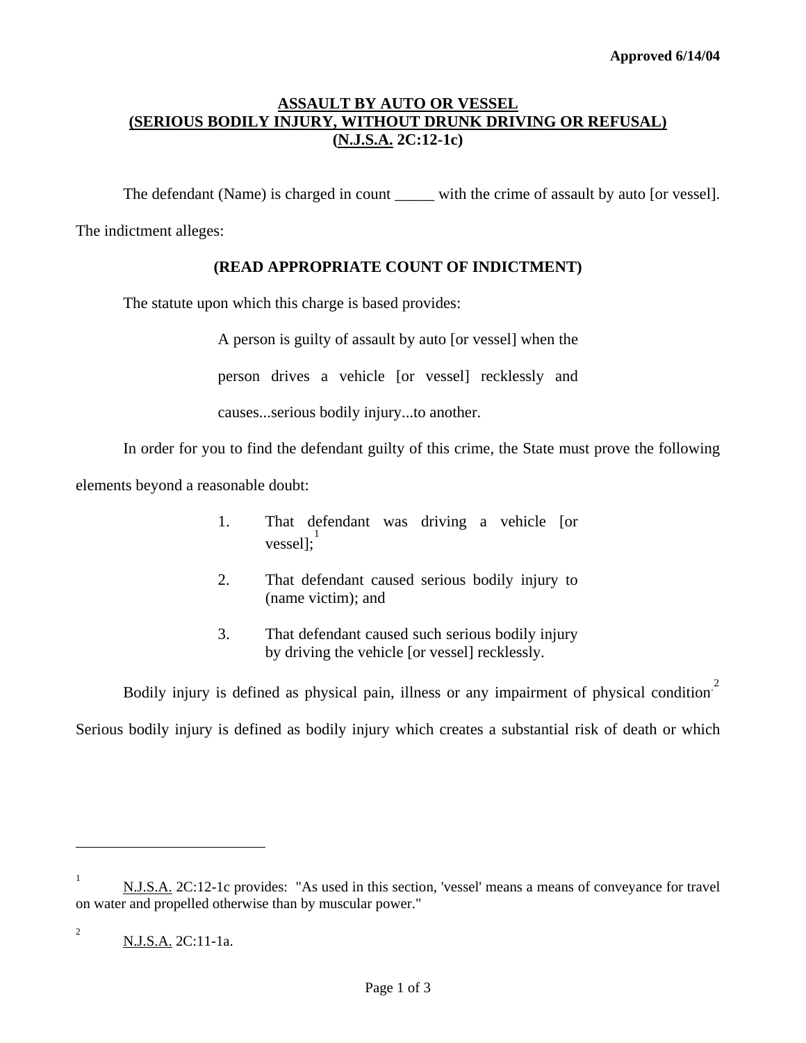**Approved 6/14/04**

# ASSAULT BY AUTO OR VESSEL (SERIOUS BODILY INJURY, WITHOUT DRUNK DRIVING OR REFUSAL) (N.J.S.A. 2C:12-1c)

The defendant (Name) is charged in count _____ with the crime of assault by auto [or vessel]. The indictment alleges:

**(READ APPROPRIATE COUNT OF INDICTMENT)**

The statute upon which this charge is based provides:

> A person is guilty of assault by auto [or vessel] when the person drives a vehicle [or vessel] recklessly and causes...serious bodily injury...to another.

In order for you to find the defendant guilty of this crime, the State must prove the following elements beyond a reasonable doubt:

1. That defendant was driving a vehicle [or vessel];[1]
2. That defendant caused serious bodily injury to (name victim); and
3. That defendant caused such serious bodily injury by driving the vehicle [or vessel] recklessly.

Bodily injury is defined as physical pain, illness or any impairment of physical condition.[2] Serious bodily injury is defined as bodily injury which creates a substantial risk of death or which

---

[1] N.J.S.A. 2C:12-1c provides: "As used in this section, 'vessel' means a means of conveyance for travel on water and propelled otherwise than by muscular power."

[2] N.J.S.A. 2C:11-1a.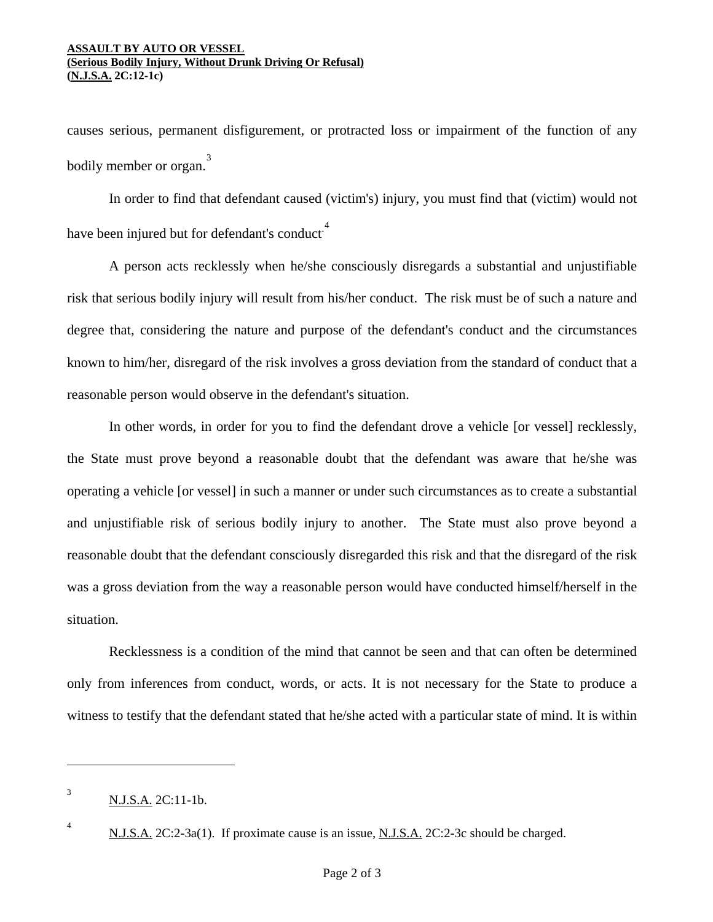causes serious, permanent disfigurement, or protracted loss or impairment of the function of any bodily member or organ.[3]

In order to find that defendant caused (victim's) injury, you must find that (victim) would not have been injured but for defendant's conduct.[4]

A person acts recklessly when he/she consciously disregards a substantial and unjustifiable risk that serious bodily injury will result from his/her conduct. The risk must be of such a nature and degree that, considering the nature and purpose of the defendant's conduct and the circumstances known to him/her, disregard of the risk involves a gross deviation from the standard of conduct that a reasonable person would observe in the defendant's situation.

In other words, in order for you to find the defendant drove a vehicle [or vessel] recklessly, the State must prove beyond a reasonable doubt that the defendant was aware that he/she was operating a vehicle [or vessel] in such a manner or under such circumstances as to create a substantial and unjustifiable risk of serious bodily injury to another. The State must also prove beyond a reasonable doubt that the defendant consciously disregarded this risk and that the disregard of the risk was a gross deviation from the way a reasonable person would have conducted himself/herself in the situation.

Recklessness is a condition of the mind that cannot be seen and that can often be determined only from inferences from conduct, words, or acts. It is not necessary for the State to produce a witness to testify that the defendant stated that he/she acted with a particular state of mind. It is within

---

[3] N.J.S.A. 2C:11-1b.

[4] N.J.S.A. 2C:2-3a(1). If proximate cause is an issue, N.J.S.A. 2C:2-3c should be charged.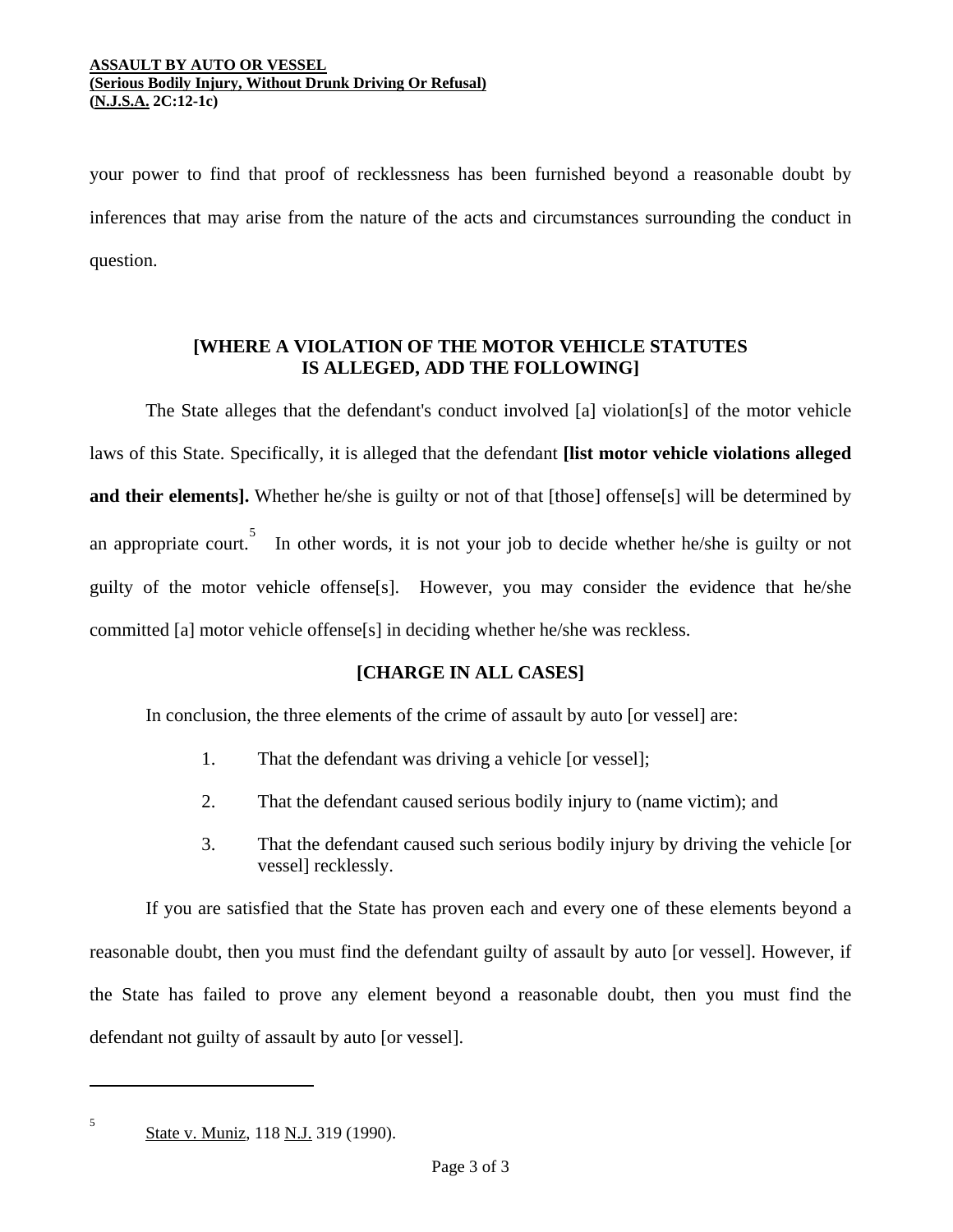your power to find that proof of recklessness has been furnished beyond a reasonable doubt by inferences that may arise from the nature of the acts and circumstances surrounding the conduct in question.

**[WHERE A VIOLATION OF THE MOTOR VEHICLE STATUTES IS ALLEGED, ADD THE FOLLOWING]**

The State alleges that the defendant's conduct involved [a] violation[s] of the motor vehicle laws of this State. Specifically, it is alleged that the defendant **[list motor vehicle violations alleged and their elements].** Whether he/she is guilty or not of that [those] offense[s] will be determined by an appropriate court.[5] In other words, it is not your job to decide whether he/she is guilty or not guilty of the motor vehicle offense[s]. However, you may consider the evidence that he/she committed [a] motor vehicle offense[s] in deciding whether he/she was reckless.

**[CHARGE IN ALL CASES]**

In conclusion, the three elements of the crime of assault by auto [or vessel] are:

1. That the defendant was driving a vehicle [or vessel];
2. That the defendant caused serious bodily injury to (name victim); and
3. That the defendant caused such serious bodily injury by driving the vehicle [or vessel] recklessly.

If you are satisfied that the State has proven each and every one of these elements beyond a reasonable doubt, then you must find the defendant guilty of assault by auto [or vessel]. However, if the State has failed to prove any element beyond a reasonable doubt, then you must find the defendant not guilty of assault by auto [or vessel].

---

[5] State v. Muniz, 118 N.J. 319 (1990).